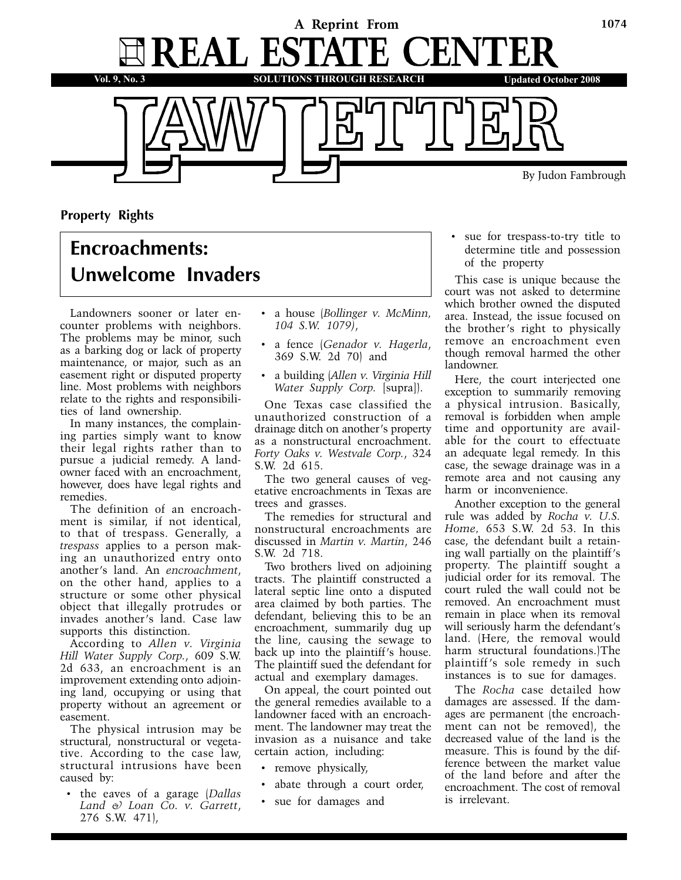A Reprint From

# REAL ESTATE CENTER

Vol. 9, No. 3 — SOLUTIONS THROUGH RESEARCH — Updated October 2008

# LAW LETTER

By Judon Fambrough

**Property Rights**

## Encroachments: Unwelcome Invaders

Landowners sooner or later encounter problems with neighbors. The problems may be minor, such as a barking dog or lack of property maintenance, or major, such as an easement right or disputed property line. Most problems with neighbors relate to the rights and responsibilities of land ownership.

In many instances, the complaining parties simply want to know their legal rights rather than to pursue a judicial remedy. A landowner faced with an encroachment, however, does have legal rights and remedies.

The definition of an encroachment is similar, if not identical, to that of trespass. Generally, a *trespass* applies to a person making an unauthorized entry onto another's land. An *encroachment*, on the other hand, applies to a structure or some other physical object that illegally protrudes or invades another's land. Case law supports this distinction.

According to *Allen v. Virginia Hill Water Supply Corp.*, 609 S.W. 2d 633, an encroachment is an improvement extending onto adjoining land, occupying or using that property without an agreement or easement.

The physical intrusion may be structural, nonstructural or vegetative. According to the case law, structural intrusions have been caused by:

- the eaves of a garage (*Dallas Land & Loan Co. v. Garrett*, 276 S.W. 471),
- a house (*Bollinger v. McMinn, 104 S.W. 1079)*,
- a fence (*Genador v. Hagerla*, 369 S.W. 2d 70) and
- a building (*Allen v. Virginia Hill Water Supply Corp.* [supra]).

One Texas case classified the unauthorized construction of a drainage ditch on another's property as a nonstructural encroachment. *Forty Oaks v. Westvale Corp.*, 324 S.W. 2d 615.

The two general causes of vegetative encroachments in Texas are trees and grasses.

The remedies for structural and nonstructural encroachments are discussed in *Martin v. Martin*, 246 S.W. 2d 718.

Two brothers lived on adjoining tracts. The plaintiff constructed a lateral septic line onto a disputed area claimed by both parties. The defendant, believing this to be an encroachment, summarily dug up the line, causing the sewage to back up into the plaintiff's house. The plaintiff sued the defendant for actual and exemplary damages.

On appeal, the court pointed out the general remedies available to a landowner faced with an encroachment. The landowner may treat the invasion as a nuisance and take certain action, including:

- remove physically,
- abate through a court order,
- sue for damages and
- sue for trespass-to-try title to determine title and possession of the property

This case is unique because the court was not asked to determine which brother owned the disputed area. Instead, the issue focused on the brother's right to physically remove an encroachment even though removal harmed the other landowner.

Here, the court interjected one exception to summarily removing a physical intrusion. Basically, removal is forbidden when ample time and opportunity are available for the court to effectuate an adequate legal remedy. In this case, the sewage drainage was in a remote area and not causing any harm or inconvenience.

Another exception to the general rule was added by *Rocha v. U.S. Home,* 653 S.W. 2d 53. In this case, the defendant built a retaining wall partially on the plaintiff's property. The plaintiff sought a judicial order for its removal. The court ruled the wall could not be removed. An encroachment must remain in place when its removal will seriously harm the defendant's land. (Here, the removal would harm structural foundations.)The plaintiff's sole remedy in such instances is to sue for damages.

The *Rocha* case detailed how damages are assessed. If the damages are permanent (the encroachment can not be removed), the decreased value of the land is the measure. This is found by the difference between the market value of the land before and after the encroachment. The cost of removal is irrelevant.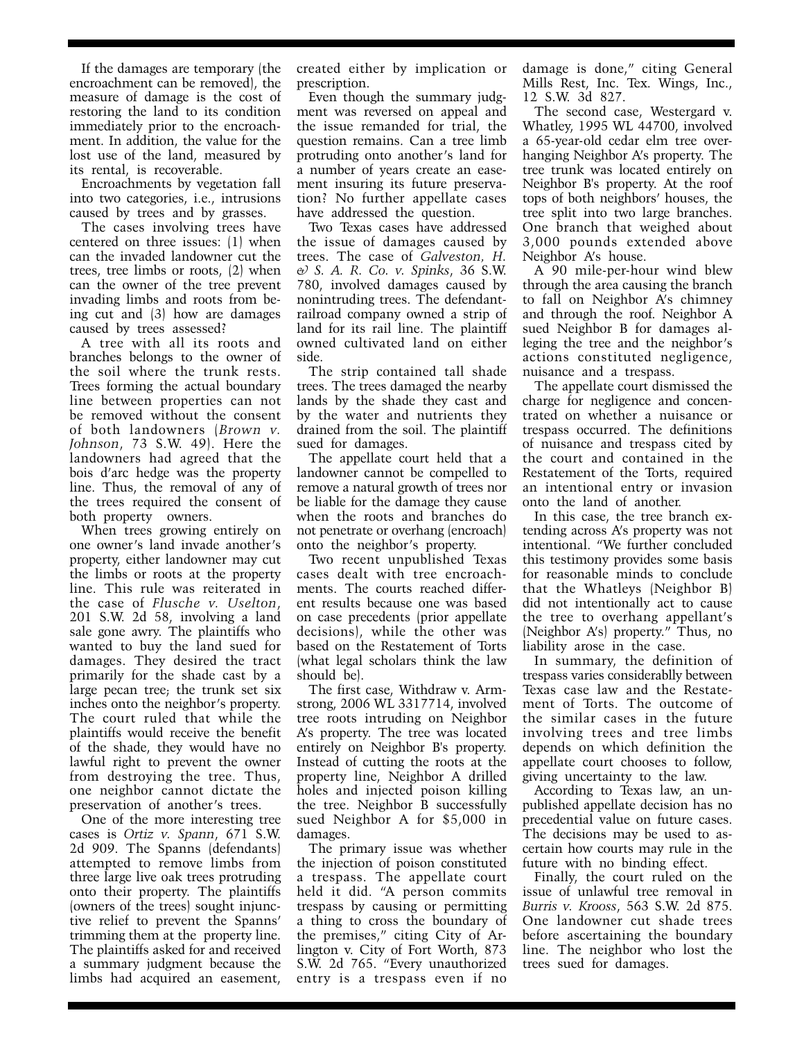If the damages are temporary (the encroachment can be removed), the measure of damage is the cost of restoring the land to its condition immediately prior to the encroachment. In addition, the value for the lost use of the land, measured by its rental, is recoverable.

Encroachments by vegetation fall into two categories, i.e., intrusions caused by trees and by grasses.

The cases involving trees have centered on three issues: (1) when can the invaded landowner cut the trees, tree limbs or roots, (2) when can the owner of the tree prevent invading limbs and roots from being cut and (3) how are damages caused by trees assessed?

A tree with all its roots and branches belongs to the owner of the soil where the trunk rests. Trees forming the actual boundary line between properties can not be removed without the consent of both landowners (*Brown v. Johnson*, 73 S.W. 49). Here the landowners had agreed that the bois d'arc hedge was the property line. Thus, the removal of any of the trees required the consent of both property owners.

When trees growing entirely on one owner's land invade another's property, either landowner may cut the limbs or roots at the property line. This rule was reiterated in the case of *Flusche v. Uselton*, 201 S.W. 2d 58, involving a land sale gone awry. The plaintiffs who wanted to buy the land sued for damages. They desired the tract primarily for the shade cast by a large pecan tree; the trunk set six inches onto the neighbor's property. The court ruled that while the plaintiffs would receive the benefit of the shade, they would have no lawful right to prevent the owner from destroying the tree. Thus, one neighbor cannot dictate the preservation of another's trees.

One of the more interesting tree cases is *Ortiz v. Spann*, 671 S.W. 2d 909. The Spanns (defendants) attempted to remove limbs from three large live oak trees protruding onto their property. The plaintiffs (owners of the trees) sought injunctive relief to prevent the Spanns' trimming them at the property line. The plaintiffs asked for and received a summary judgment because the limbs had acquired an easement, created either by implication or prescription.

Even though the summary judgment was reversed on appeal and the issue remanded for trial, the question remains. Can a tree limb protruding onto another's land for a number of years create an easement insuring its future preservation? No further appellate cases have addressed the question.

Two Texas cases have addressed the issue of damages caused by trees. The case of *Galveston, H. & S. A. R. Co. v. Spinks*, 36 S.W. 780, involved damages caused by nonintruding trees. The defendant-railroad company owned a strip of land for its rail line. The plaintiff owned cultivated land on either side.

The strip contained tall shade trees. The trees damaged the nearby lands by the shade they cast and by the water and nutrients they drained from the soil. The plaintiff sued for damages.

The appellate court held that a landowner cannot be compelled to remove a natural growth of trees nor be liable for the damage they cause when the roots and branches do not penetrate or overhang (encroach) onto the neighbor's property.

Two recent unpublished Texas cases dealt with tree encroachments. The courts reached different results because one was based on case precedents (prior appellate decisions), while the other was based on the Restatement of Torts (what legal scholars think the law should be).

The first case, Withdraw v. Armstrong, 2006 WL 3317714, involved tree roots intruding on Neighbor A's property. The tree was located entirely on Neighbor B's property. Instead of cutting the roots at the property line, Neighbor A drilled holes and injected poison killing the tree. Neighbor B successfully sued Neighbor A for $5,000 in damages.

The primary issue was whether the injection of poison constituted a trespass. The appellate court held it did. "A person commits trespass by causing or permitting a thing to cross the boundary of the premises," citing City of Arlington v. City of Fort Worth, 873 S.W. 2d 765. "Every unauthorized entry is a trespass even if no damage is done," citing General Mills Rest, Inc. Tex. Wings, Inc., 12 S.W. 3d 827.

The second case, Westergard v. Whatley, 1995 WL 44700, involved a 65-year-old cedar elm tree overhanging Neighbor A's property. The tree trunk was located entirely on Neighbor B's property. At the roof tops of both neighbors' houses, the tree split into two large branches. One branch that weighed about 3,000 pounds extended above Neighbor A's house.

A 90 mile-per-hour wind blew through the area causing the branch to fall on Neighbor A's chimney and through the roof. Neighbor A sued Neighbor B for damages alleging the tree and the neighbor's actions constituted negligence, nuisance and a trespass.

The appellate court dismissed the charge for negligence and concentrated on whether a nuisance or trespass occurred. The definitions of nuisance and trespass cited by the court and contained in the Restatement of the Torts, required an intentional entry or invasion onto the land of another.

In this case, the tree branch extending across A's property was not intentional. "We further concluded this testimony provides some basis for reasonable minds to conclude that the Whatleys (Neighbor B) did not intentionally act to cause the tree to overhang appellant's (Neighbor A's) property." Thus, no liability arose in the case.

In summary, the definition of trespass varies considerablly between Texas case law and the Restatement of Torts. The outcome of the similar cases in the future involving trees and tree limbs depends on which definition the appellate court chooses to follow, giving uncertainty to the law.

According to Texas law, an unpublished appellate decision has no precedential value on future cases. The decisions may be used to ascertain how courts may rule in the future with no binding effect.

Finally, the court ruled on the issue of unlawful tree removal in *Burris v. Krooss*, 563 S.W. 2d 875. One landowner cut shade trees before ascertaining the boundary line. The neighbor who lost the trees sued for damages.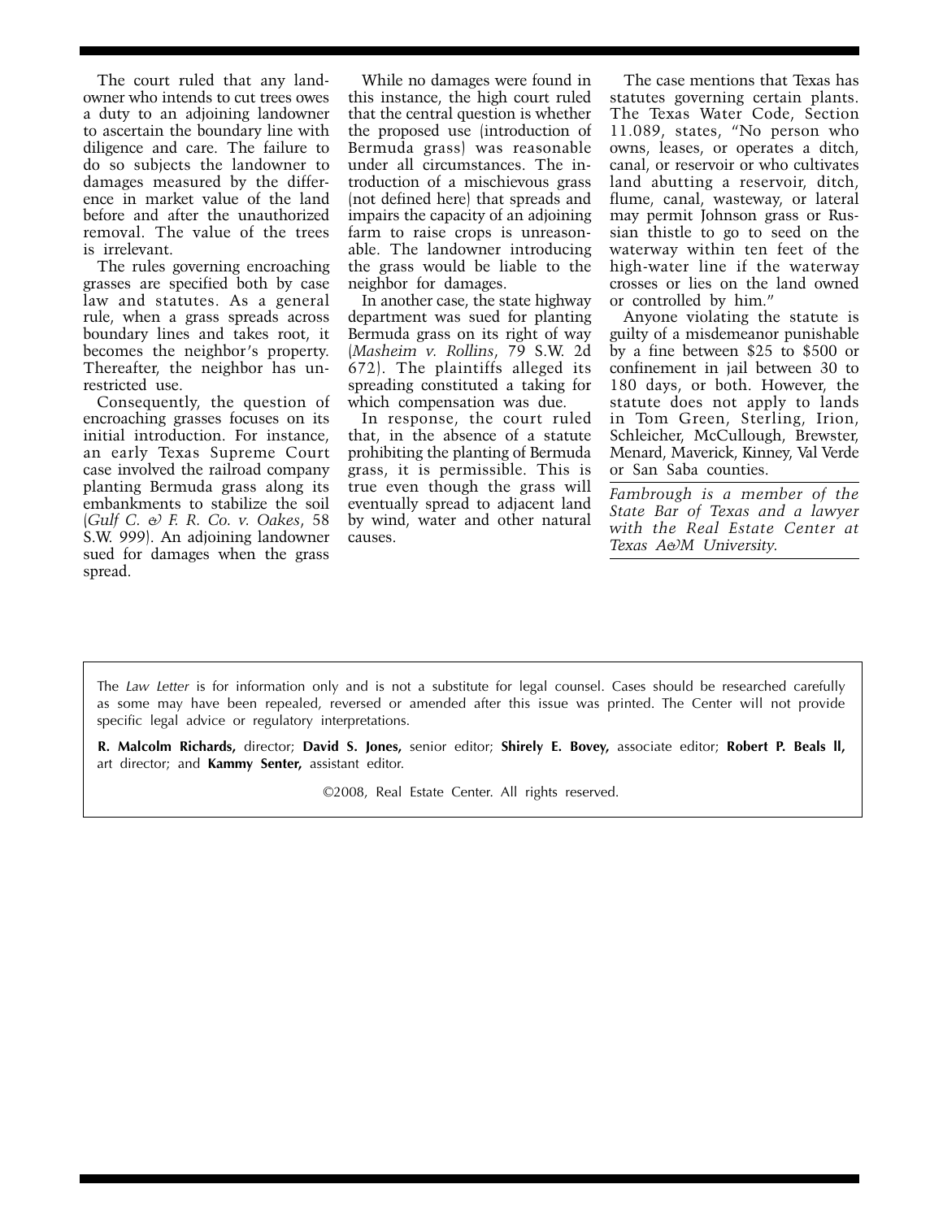The court ruled that any landowner who intends to cut trees owes a duty to an adjoining landowner to ascertain the boundary line with diligence and care. The failure to do so subjects the landowner to damages measured by the difference in market value of the land before and after the unauthorized removal. The value of the trees is irrelevant.

The rules governing encroaching grasses are specified both by case law and statutes. As a general rule, when a grass spreads across boundary lines and takes root, it becomes the neighbor's property. Thereafter, the neighbor has unrestricted use.

Consequently, the question of encroaching grasses focuses on its initial introduction. For instance, an early Texas Supreme Court case involved the railroad company planting Bermuda grass along its embankments to stabilize the soil (*Gulf C. & F. R. Co. v. Oakes*, 58 S.W. 999). An adjoining landowner sued for damages when the grass spread.

While no damages were found in this instance, the high court ruled that the central question is whether the proposed use (introduction of Bermuda grass) was reasonable under all circumstances. The introduction of a mischievous grass (not defined here) that spreads and impairs the capacity of an adjoining farm to raise crops is unreasonable. The landowner introducing the grass would be liable to the neighbor for damages.

In another case, the state highway department was sued for planting Bermuda grass on its right of way (*Masheim v. Rollins*, 79 S.W. 2d 672). The plaintiffs alleged its spreading constituted a taking for which compensation was due.

In response, the court ruled that, in the absence of a statute prohibiting the planting of Bermuda grass, it is permissible. This is true even though the grass will eventually spread to adjacent land by wind, water and other natural causes.

The case mentions that Texas has statutes governing certain plants. The Texas Water Code, Section 11.089, states, "No person who owns, leases, or operates a ditch, canal, or reservoir or who cultivates land abutting a reservoir, ditch, flume, canal, wasteway, or lateral may permit Johnson grass or Russian thistle to go to seed on the waterway within ten feet of the high-water line if the waterway crosses or lies on the land owned or controlled by him."

Anyone violating the statute is guilty of a misdemeanor punishable by a fine between $25 to $500 or confinement in jail between 30 to 180 days, or both. However, the statute does not apply to lands in Tom Green, Sterling, Irion, Schleicher, McCullough, Brewster, Menard, Maverick, Kinney, Val Verde or San Saba counties.

*Fambrough is a member of the State Bar of Texas and a lawyer with the Real Estate Center at Texas A&M University.*

---

The *Law Letter* is for information only and is not a substitute for legal counsel. Cases should be researched carefully as some may have been repealed, reversed or amended after this issue was printed. The Center will not provide specific legal advice or regulatory interpretations.

**R. Malcolm Richards,** director; **David S. Jones,** senior editor; **Shirely E. Bovey,** associate editor; **Robert P. Beals II,** art director; and **Kammy Senter,** assistant editor.

©2008, Real Estate Center. All rights reserved.